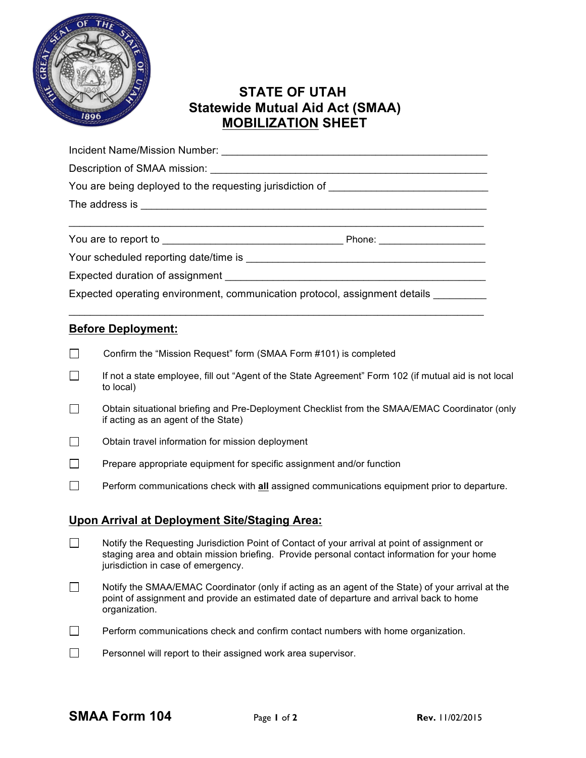# STATE OF UTAH
## Statewide Mutual Aid Act (SMAA)
## MOBILIZATION SHEET

Incident Name/Mission Number: ______________________________________________

Description of SMAA mission: ______________________________________________

You are being deployed to the requesting jurisdiction of ___________________________

The address is __________________________________________________________

_______________________________________________________________________

You are to report to ______________________________ Phone: __________________

Your scheduled reporting date/time is ________________________________________

Expected duration of assignment ___________________________________________

Expected operating environment, communication protocol, assignment details _________

_______________________________________________________________________

### Before Deployment:

- ☐ Confirm the "Mission Request" form (SMAA Form #101) is completed
- ☐ If not a state employee, fill out "Agent of the State Agreement" Form 102 (if mutual aid is not local to local)
- ☐ Obtain situational briefing and Pre-Deployment Checklist from the SMAA/EMAC Coordinator (only if acting as an agent of the State)
- ☐ Obtain travel information for mission deployment
- ☐ Prepare appropriate equipment for specific assignment and/or function
- ☐ Perform communications check with **all** assigned communications equipment prior to departure.

### Upon Arrival at Deployment Site/Staging Area:

- ☐ Notify the Requesting Jurisdiction Point of Contact of your arrival at point of assignment or staging area and obtain mission briefing. Provide personal contact information for your home jurisdiction in case of emergency.
- ☐ Notify the SMAA/EMAC Coordinator (only if acting as an agent of the State) of your arrival at the point of assignment and provide an estimated date of departure and arrival back to home organization.
- ☐ Perform communications check and confirm contact numbers with home organization.
- ☐ Personnel will report to their assigned work area supervisor.

SMAA Form 104 | Rev. 11/02/2015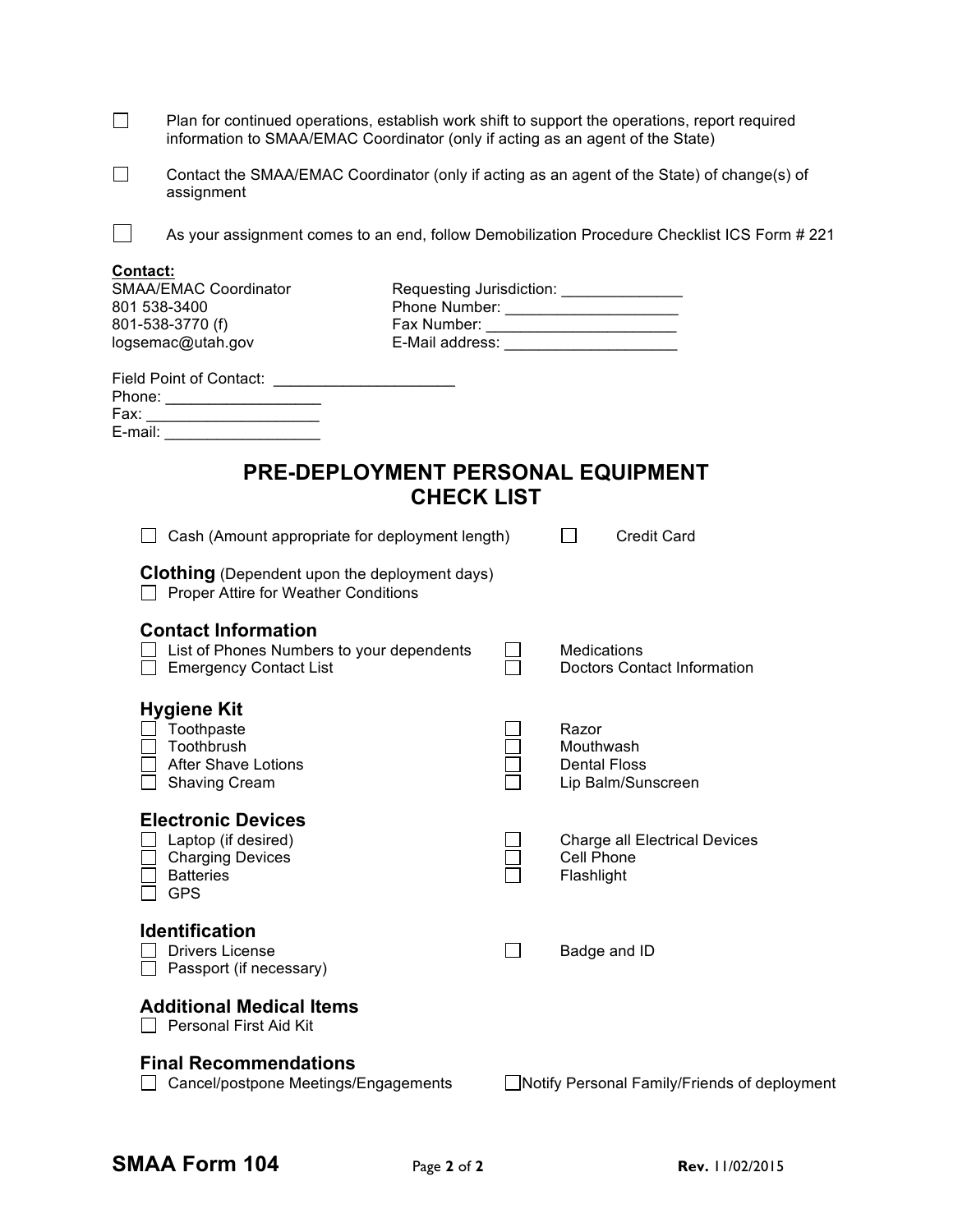- [ ] Plan for continued operations, establish work shift to support the operations, report required information to SMAA/EMAC Coordinator (only if acting as an agent of the State)
- [ ] Contact the SMAA/EMAC Coordinator (only if acting as an agent of the State) of change(s) of assignment
- [ ] As your assignment comes to an end, follow Demobilization Procedure Checklist ICS Form # 221

**Contact:**

SMAA/EMAC Coordinator
801 538-3400
801-538-3770 (f)
logsemac@utah.gov

Requesting Jurisdiction: ______________
Phone Number: ____________________
Fax Number: ______________________
E-Mail address: ____________________

Field Point of Contact: _____________________
Phone: __________________
Fax: ____________________
E-mail: __________________

# PRE-DEPLOYMENT PERSONAL EQUIPMENT CHECK LIST

- [ ] Cash (Amount appropriate for deployment length)
- [ ] Credit Card

## Clothing (Dependent upon the deployment days)

- [ ] Proper Attire for Weather Conditions

## Contact Information

- [ ] List of Phones Numbers to your dependents
- [ ] Emergency Contact List
- [ ] Medications
- [ ] Doctors Contact Information

## Hygiene Kit

- [ ] Toothpaste
- [ ] Toothbrush
- [ ] After Shave Lotions
- [ ] Shaving Cream
- [ ] Razor
- [ ] Mouthwash
- [ ] Dental Floss
- [ ] Lip Balm/Sunscreen

## Electronic Devices

- [ ] Laptop (if desired)
- [ ] Charging Devices
- [ ] Batteries
- [ ] GPS
- [ ] Charge all Electrical Devices
- [ ] Cell Phone
- [ ] Flashlight

## Identification

- [ ] Drivers License
- [ ] Passport (if necessary)
- [ ] Badge and ID

## Additional Medical Items

- [ ] Personal First Aid Kit

## Final Recommendations

- [ ] Cancel/postpone Meetings/Engagements
- [ ] Notify Personal Family/Friends of deployment

**SMAA Form 104** **Rev.** 11/02/2015